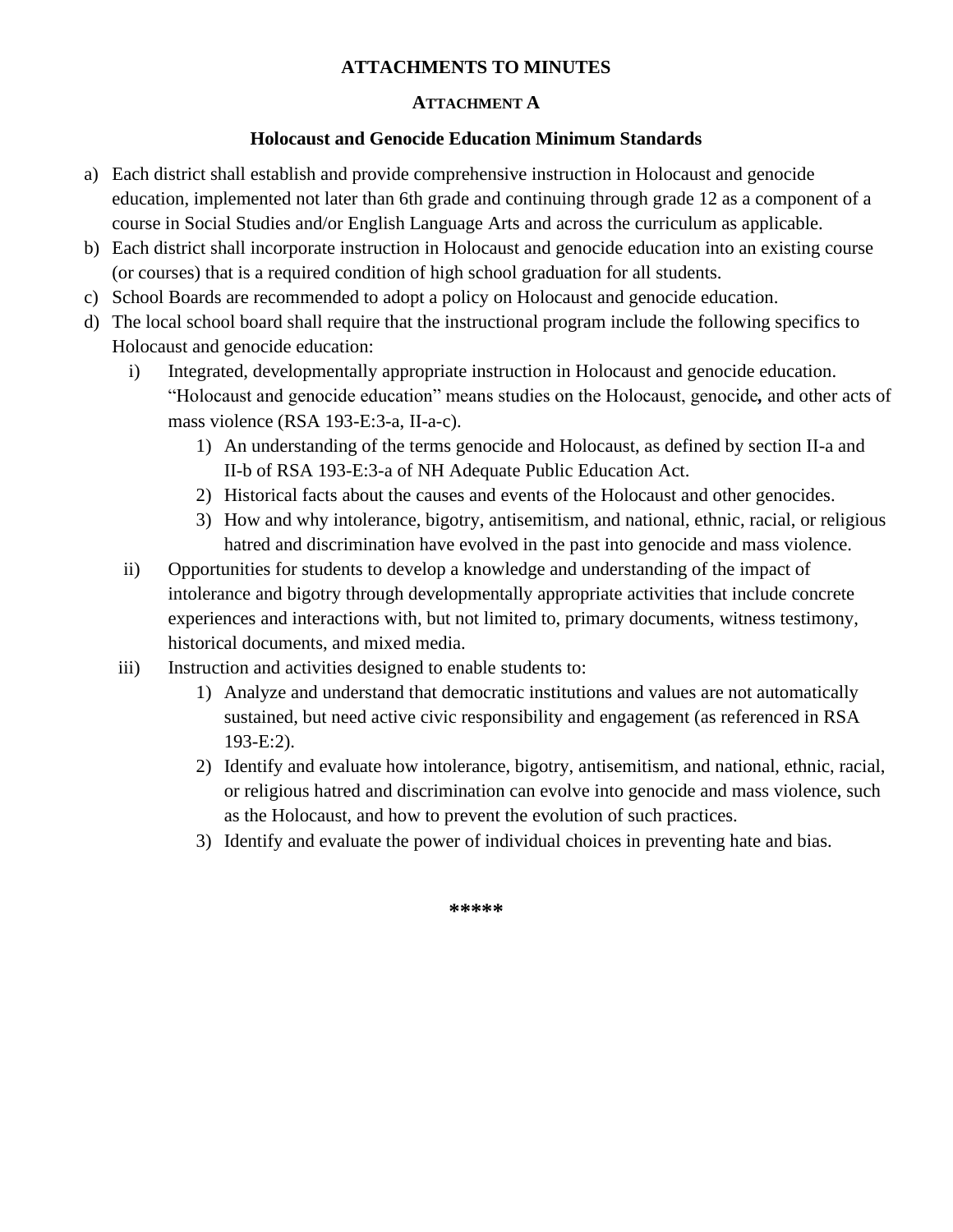# ATTACHMENTS TO MINUTES

## ATTACHMENT A

### Holocaust and Genocide Education Minimum Standards

a) Each district shall establish and provide comprehensive instruction in Holocaust and genocide education, implemented not later than 6th grade and continuing through grade 12 as a component of a course in Social Studies and/or English Language Arts and across the curriculum as applicable.

b) Each district shall incorporate instruction in Holocaust and genocide education into an existing course (or courses) that is a required condition of high school graduation for all students.

c) School Boards are recommended to adopt a policy on Holocaust and genocide education.

d) The local school board shall require that the instructional program include the following specifics to Holocaust and genocide education:

   i) Integrated, developmentally appropriate instruction in Holocaust and genocide education. "Holocaust and genocide education" means studies on the Holocaust, genocide**,** and other acts of mass violence (RSA 193-E:3-a, II-a-c).

      1) An understanding of the terms genocide and Holocaust, as defined by section II-a and II-b of RSA 193-E:3-a of NH Adequate Public Education Act.

      2) Historical facts about the causes and events of the Holocaust and other genocides.

      3) How and why intolerance, bigotry, antisemitism, and national, ethnic, racial, or religious hatred and discrimination have evolved in the past into genocide and mass violence.

   ii) Opportunities for students to develop a knowledge and understanding of the impact of intolerance and bigotry through developmentally appropriate activities that include concrete experiences and interactions with, but not limited to, primary documents, witness testimony, historical documents, and mixed media.

   iii) Instruction and activities designed to enable students to:

      1) Analyze and understand that democratic institutions and values are not automatically sustained, but need active civic responsibility and engagement (as referenced in RSA 193-E:2).

      2) Identify and evaluate how intolerance, bigotry, antisemitism, and national, ethnic, racial, or religious hatred and discrimination can evolve into genocide and mass violence, such as the Holocaust, and how to prevent the evolution of such practices.

      3) Identify and evaluate the power of individual choices in preventing hate and bias.

**\*\*\*\*\***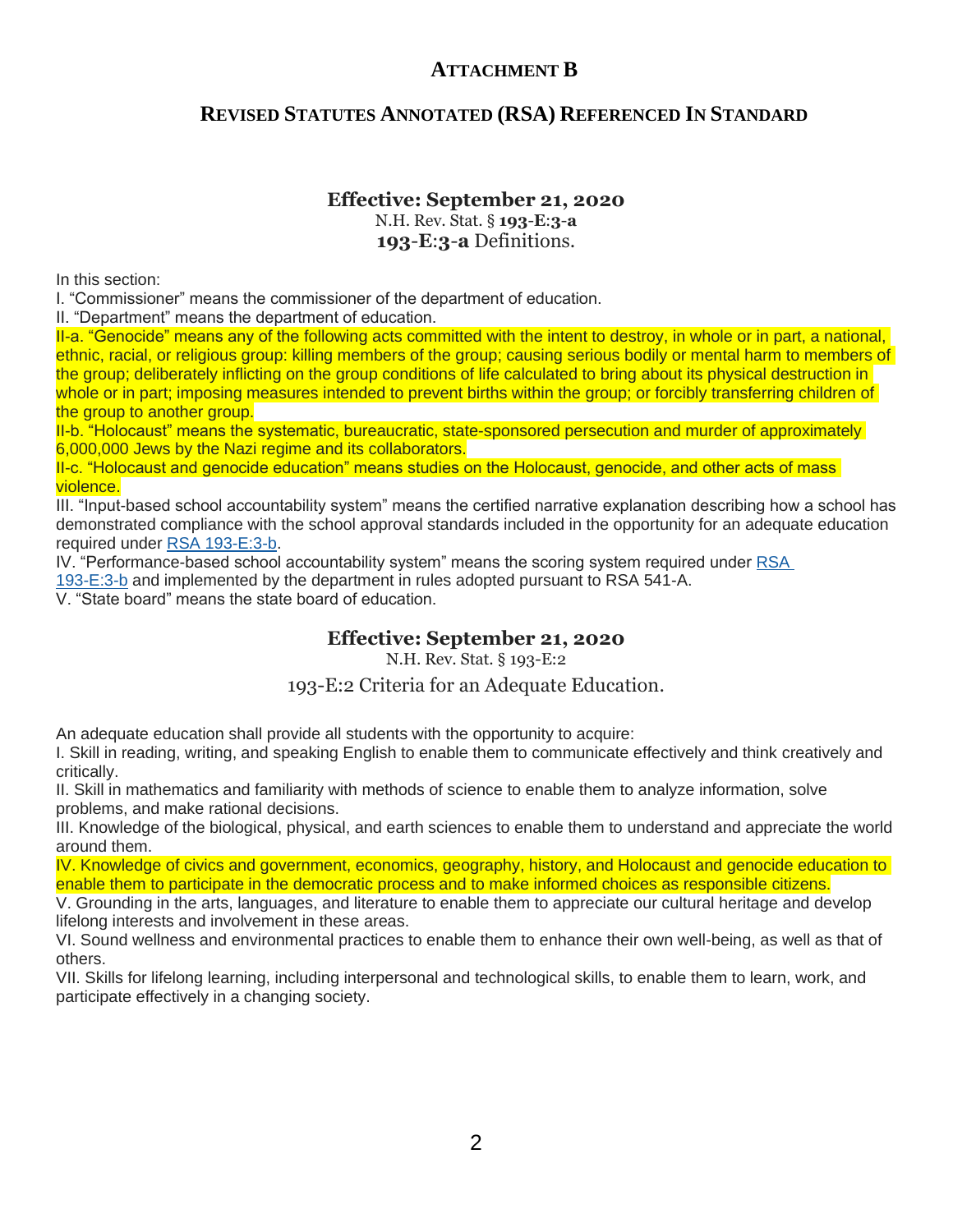# ATTACHMENT B

## REVISED STATUTES ANNOTATED (RSA) REFERENCED IN STANDARD

### Effective: September 21, 2020

N.H. Rev. Stat. § **193-E:3-a**

**193-E:3-a** Definitions.

In this section:

I. "Commissioner" means the commissioner of the department of education.

II. "Department" means the department of education.

II-a. "Genocide" means any of the following acts committed with the intent to destroy, in whole or in part, a national, ethnic, racial, or religious group: killing members of the group; causing serious bodily or mental harm to members of the group; deliberately inflicting on the group conditions of life calculated to bring about its physical destruction in whole or in part; imposing measures intended to prevent births within the group; or forcibly transferring children of the group to another group.

II-b. "Holocaust" means the systematic, bureaucratic, state-sponsored persecution and murder of approximately 6,000,000 Jews by the Nazi regime and its collaborators.

II-c. "Holocaust and genocide education" means studies on the Holocaust, genocide, and other acts of mass violence.

III. "Input-based school accountability system" means the certified narrative explanation describing how a school has demonstrated compliance with the school approval standards included in the opportunity for an adequate education required under RSA 193-E:3-b.

IV. "Performance-based school accountability system" means the scoring system required under RSA 193-E:3-b and implemented by the department in rules adopted pursuant to RSA 541-A.

V. "State board" means the state board of education.

### Effective: September 21, 2020

N.H. Rev. Stat. § 193-E:2

193-E:2 Criteria for an Adequate Education.

An adequate education shall provide all students with the opportunity to acquire:

I. Skill in reading, writing, and speaking English to enable them to communicate effectively and think creatively and critically.

II. Skill in mathematics and familiarity with methods of science to enable them to analyze information, solve problems, and make rational decisions.

III. Knowledge of the biological, physical, and earth sciences to enable them to understand and appreciate the world around them.

IV. Knowledge of civics and government, economics, geography, history, and Holocaust and genocide education to enable them to participate in the democratic process and to make informed choices as responsible citizens.

V. Grounding in the arts, languages, and literature to enable them to appreciate our cultural heritage and develop lifelong interests and involvement in these areas.

VI. Sound wellness and environmental practices to enable them to enhance their own well-being, as well as that of others.

VII. Skills for lifelong learning, including interpersonal and technological skills, to enable them to learn, work, and participate effectively in a changing society.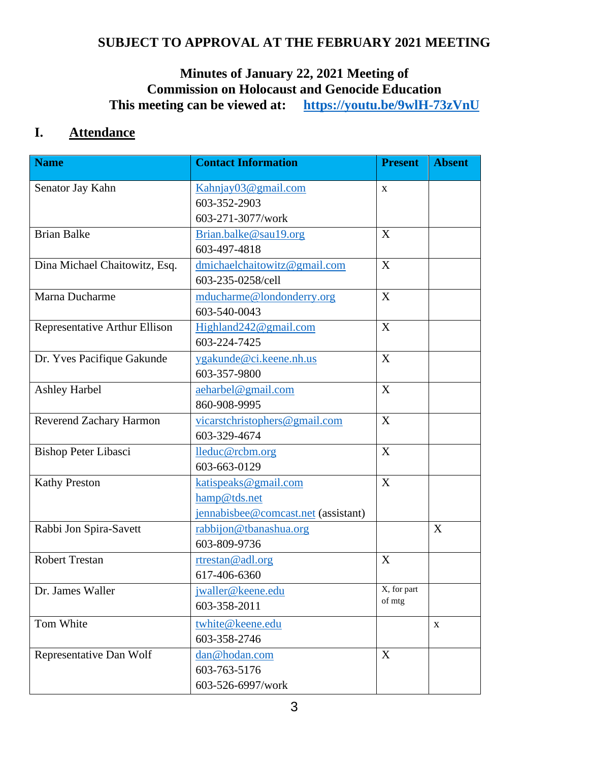**SUBJECT TO APPROVAL AT THE FEBRUARY 2021 MEETING**

**Minutes of January 22, 2021 Meeting of**
**Commission on Holocaust and Genocide Education**
**This meeting can be viewed at: https://youtu.be/9wlH-73zVnU**

## I. Attendance

| Name | Contact Information | Present | Absent |
|---|---|---|---|
| Senator Jay Kahn | Kahnjay03@gmail.com<br>603-352-2903<br>603-271-3077/work | x | |
| Brian Balke | Brian.balke@sau19.org<br>603-497-4818 | X | |
| Dina Michael Chaitowitz, Esq. | dmichaelchaitowitz@gmail.com<br>603-235-0258/cell | X | |
| Marna Ducharme | mducharme@londonderry.org<br>603-540-0043 | X | |
| Representative Arthur Ellison | Highland242@gmail.com<br>603-224-7425 | X | |
| Dr. Yves Pacifique Gakunde | ygakunde@ci.keene.nh.us<br>603-357-9800 | X | |
| Ashley Harbel | aeharbel@gmail.com<br>860-908-9995 | X | |
| Reverend Zachary Harmon | vicarstchristophers@gmail.com<br>603-329-4674 | X | |
| Bishop Peter Libasci | lleduc@rcbm.org<br>603-663-0129 | X | |
| Kathy Preston | katispeaks@gmail.com<br>hamp@tds.net<br>jennabisbee@comcast.net (assistant) | X | |
| Rabbi Jon Spira-Savett | rabbijon@tbanashua.org<br>603-809-9736 | | X |
| Robert Trestan | rtrestan@adl.org<br>617-406-6360 | X | |
| Dr. James Waller | jwaller@keene.edu<br>603-358-2011 | X, for part of mtg | |
| Tom White | twhite@keene.edu<br>603-358-2746 | | x |
| Representative Dan Wolf | dan@hodan.com<br>603-763-5176<br>603-526-6997/work | X | |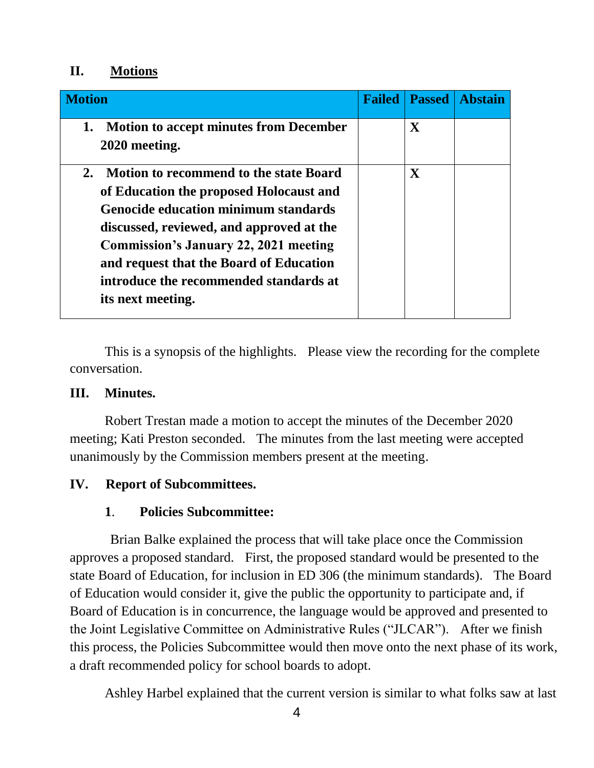## II. Motions

| Motion | Failed | Passed | Abstain |
|---|---|---|---|
| **1. Motion to accept minutes from December 2020 meeting.** | | **X** | |
| **2. Motion to recommend to the state Board of Education the proposed Holocaust and Genocide education minimum standards discussed, reviewed, and approved at the Commission's January 22, 2021 meeting and request that the Board of Education introduce the recommended standards at its next meeting.** | | **X** | |

This is a synopsis of the highlights. Please view the recording for the complete conversation.

## III. Minutes.

Robert Trestan made a motion to accept the minutes of the December 2020 meeting; Kati Preston seconded. The minutes from the last meeting were accepted unanimously by the Commission members present at the meeting.

## IV. Report of Subcommittees.

### 1. Policies Subcommittee:

Brian Balke explained the process that will take place once the Commission approves a proposed standard. First, the proposed standard would be presented to the state Board of Education, for inclusion in ED 306 (the minimum standards). The Board of Education would consider it, give the public the opportunity to participate and, if Board of Education is in concurrence, the language would be approved and presented to the Joint Legislative Committee on Administrative Rules ("JLCAR"). After we finish this process, the Policies Subcommittee would then move onto the next phase of its work, a draft recommended policy for school boards to adopt.

Ashley Harbel explained that the current version is similar to what folks saw at last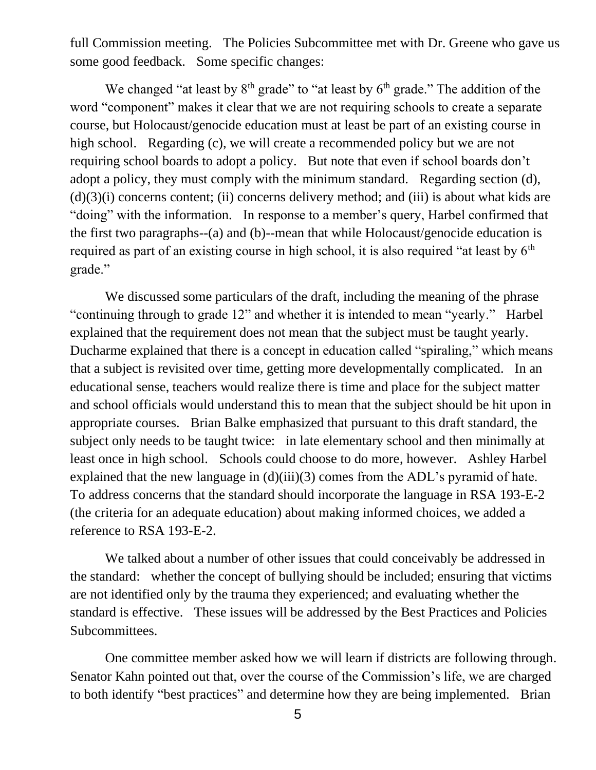full Commission meeting. The Policies Subcommittee met with Dr. Greene who gave us some good feedback. Some specific changes:

We changed "at least by 8th grade" to "at least by 6th grade." The addition of the word "component" makes it clear that we are not requiring schools to create a separate course, but Holocaust/genocide education must at least be part of an existing course in high school. Regarding (c), we will create a recommended policy but we are not requiring school boards to adopt a policy. But note that even if school boards don't adopt a policy, they must comply with the minimum standard. Regarding section (d), (d)(3)(i) concerns content; (ii) concerns delivery method; and (iii) is about what kids are "doing" with the information. In response to a member's query, Harbel confirmed that the first two paragraphs--(a) and (b)--mean that while Holocaust/genocide education is required as part of an existing course in high school, it is also required "at least by 6th grade."

We discussed some particulars of the draft, including the meaning of the phrase "continuing through to grade 12" and whether it is intended to mean "yearly." Harbel explained that the requirement does not mean that the subject must be taught yearly. Ducharme explained that there is a concept in education called "spiraling," which means that a subject is revisited over time, getting more developmentally complicated. In an educational sense, teachers would realize there is time and place for the subject matter and school officials would understand this to mean that the subject should be hit upon in appropriate courses. Brian Balke emphasized that pursuant to this draft standard, the subject only needs to be taught twice: in late elementary school and then minimally at least once in high school. Schools could choose to do more, however. Ashley Harbel explained that the new language in (d)(iii)(3) comes from the ADL's pyramid of hate. To address concerns that the standard should incorporate the language in RSA 193-E-2 (the criteria for an adequate education) about making informed choices, we added a reference to RSA 193-E-2.

We talked about a number of other issues that could conceivably be addressed in the standard: whether the concept of bullying should be included; ensuring that victims are not identified only by the trauma they experienced; and evaluating whether the standard is effective. These issues will be addressed by the Best Practices and Policies Subcommittees.

One committee member asked how we will learn if districts are following through. Senator Kahn pointed out that, over the course of the Commission's life, we are charged to both identify "best practices" and determine how they are being implemented. Brian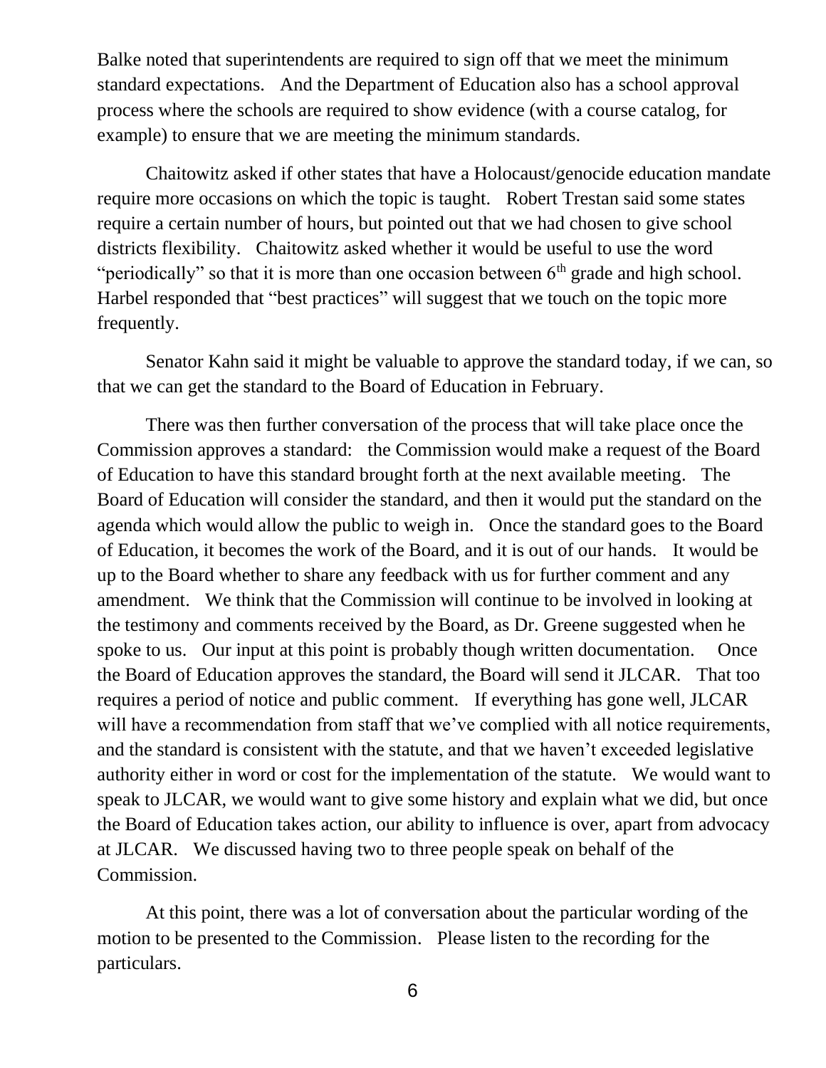Balke noted that superintendents are required to sign off that we meet the minimum standard expectations. And the Department of Education also has a school approval process where the schools are required to show evidence (with a course catalog, for example) to ensure that we are meeting the minimum standards.

Chaitowitz asked if other states that have a Holocaust/genocide education mandate require more occasions on which the topic is taught. Robert Trestan said some states require a certain number of hours, but pointed out that we had chosen to give school districts flexibility. Chaitowitz asked whether it would be useful to use the word "periodically" so that it is more than one occasion between 6th grade and high school. Harbel responded that "best practices" will suggest that we touch on the topic more frequently.

Senator Kahn said it might be valuable to approve the standard today, if we can, so that we can get the standard to the Board of Education in February.

There was then further conversation of the process that will take place once the Commission approves a standard: the Commission would make a request of the Board of Education to have this standard brought forth at the next available meeting. The Board of Education will consider the standard, and then it would put the standard on the agenda which would allow the public to weigh in. Once the standard goes to the Board of Education, it becomes the work of the Board, and it is out of our hands. It would be up to the Board whether to share any feedback with us for further comment and any amendment. We think that the Commission will continue to be involved in looking at the testimony and comments received by the Board, as Dr. Greene suggested when he spoke to us. Our input at this point is probably though written documentation. Once the Board of Education approves the standard, the Board will send it JLCAR. That too requires a period of notice and public comment. If everything has gone well, JLCAR will have a recommendation from staff that we've complied with all notice requirements, and the standard is consistent with the statute, and that we haven't exceeded legislative authority either in word or cost for the implementation of the statute. We would want to speak to JLCAR, we would want to give some history and explain what we did, but once the Board of Education takes action, our ability to influence is over, apart from advocacy at JLCAR. We discussed having two to three people speak on behalf of the Commission.

At this point, there was a lot of conversation about the particular wording of the motion to be presented to the Commission. Please listen to the recording for the particulars.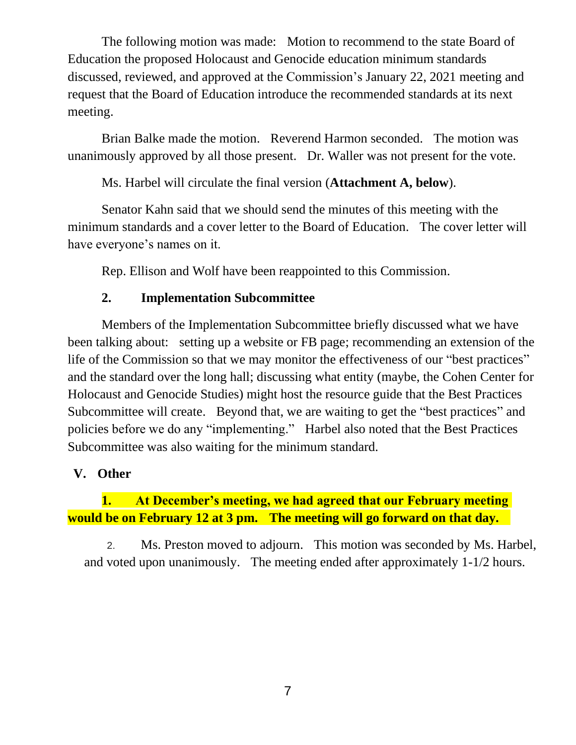The following motion was made: Motion to recommend to the state Board of Education the proposed Holocaust and Genocide education minimum standards discussed, reviewed, and approved at the Commission's January 22, 2021 meeting and request that the Board of Education introduce the recommended standards at its next meeting.

Brian Balke made the motion. Reverend Harmon seconded. The motion was unanimously approved by all those present. Dr. Waller was not present for the vote.

Ms. Harbel will circulate the final version (**Attachment A, below**).

Senator Kahn said that we should send the minutes of this meeting with the minimum standards and a cover letter to the Board of Education. The cover letter will have everyone's names on it.

Rep. Ellison and Wolf have been reappointed to this Commission.

### 2. Implementation Subcommittee

Members of the Implementation Subcommittee briefly discussed what we have been talking about: setting up a website or FB page; recommending an extension of the life of the Commission so that we may monitor the effectiveness of our "best practices" and the standard over the long hall; discussing what entity (maybe, the Cohen Center for Holocaust and Genocide Studies) might host the resource guide that the Best Practices Subcommittee will create. Beyond that, we are waiting to get the "best practices" and policies before we do any "implementing." Harbel also noted that the Best Practices Subcommittee was also waiting for the minimum standard.

## V. Other

**1. At December's meeting, we had agreed that our February meeting would be on February 12 at 3 pm. The meeting will go forward on that day.**

2. Ms. Preston moved to adjourn. This motion was seconded by Ms. Harbel, and voted upon unanimously. The meeting ended after approximately 1-1/2 hours.